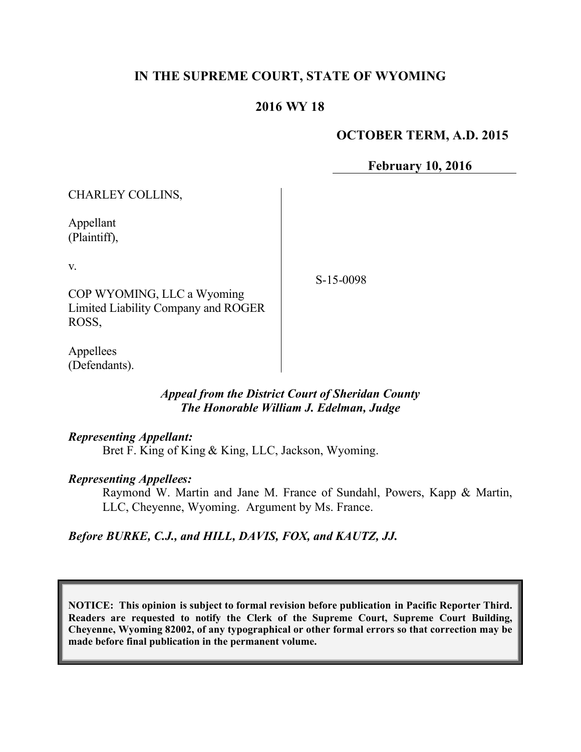# IN THE SUPREME COURT, STATE OF WYOMING

## 2016 WY 18

**OCTOBER TERM, A.D. 2015**

**February 10, 2016**

| | |
|---|---|
| CHARLEY COLLINS,<br><br>Appellant<br>(Plaintiff),<br><br>v.<br><br>COP WYOMING, LLC a Wyoming Limited Liability Company and ROGER ROSS,<br><br>Appellees<br>(Defendants). | S-15-0098 |

***Appeal from the District Court of Sheridan County***
***The Honorable William J. Edelman, Judge***

***Representing Appellant:***

Bret F. King of King & King, LLC, Jackson, Wyoming.

***Representing Appellees:***

Raymond W. Martin and Jane M. France of Sundahl, Powers, Kapp & Martin, LLC, Cheyenne, Wyoming. Argument by Ms. France.

***Before BURKE, C.J., and HILL, DAVIS, FOX, and KAUTZ, JJ.***

**NOTICE: This opinion is subject to formal revision before publication in Pacific Reporter Third. Readers are requested to notify the Clerk of the Supreme Court, Supreme Court Building, Cheyenne, Wyoming 82002, of any typographical or other formal errors so that correction may be made before final publication in the permanent volume.**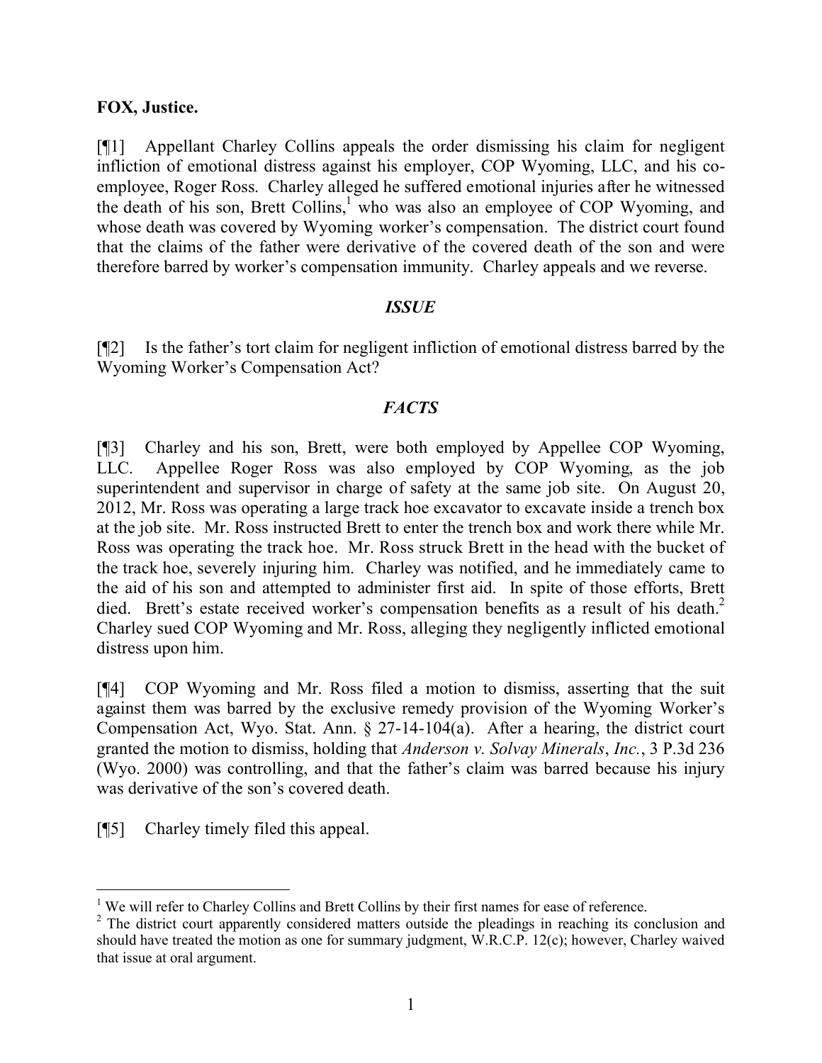**FOX, Justice.**

[¶1] Appellant Charley Collins appeals the order dismissing his claim for negligent infliction of emotional distress against his employer, COP Wyoming, LLC, and his co-employee, Roger Ross. Charley alleged he suffered emotional injuries after he witnessed the death of his son, Brett Collins,[1] who was also an employee of COP Wyoming, and whose death was covered by Wyoming worker's compensation. The district court found that the claims of the father were derivative of the covered death of the son and were therefore barred by worker's compensation immunity. Charley appeals and we reverse.

### *ISSUE*

[¶2] Is the father's tort claim for negligent infliction of emotional distress barred by the Wyoming Worker's Compensation Act?

### *FACTS*

[¶3] Charley and his son, Brett, were both employed by Appellee COP Wyoming, LLC. Appellee Roger Ross was also employed by COP Wyoming, as the job superintendent and supervisor in charge of safety at the same job site. On August 20, 2012, Mr. Ross was operating a large track hoe excavator to excavate inside a trench box at the job site. Mr. Ross instructed Brett to enter the trench box and work there while Mr. Ross was operating the track hoe. Mr. Ross struck Brett in the head with the bucket of the track hoe, severely injuring him. Charley was notified, and he immediately came to the aid of his son and attempted to administer first aid. In spite of those efforts, Brett died. Brett's estate received worker's compensation benefits as a result of his death.[2] Charley sued COP Wyoming and Mr. Ross, alleging they negligently inflicted emotional distress upon him.

[¶4] COP Wyoming and Mr. Ross filed a motion to dismiss, asserting that the suit against them was barred by the exclusive remedy provision of the Wyoming Worker's Compensation Act, Wyo. Stat. Ann. § 27-14-104(a). After a hearing, the district court granted the motion to dismiss, holding that *Anderson v. Solvay Minerals*, *Inc.*, 3 P.3d 236 (Wyo. 2000) was controlling, and that the father's claim was barred because his injury was derivative of the son's covered death.

[¶5] Charley timely filed this appeal.

---

[1] We will refer to Charley Collins and Brett Collins by their first names for ease of reference.

[2] The district court apparently considered matters outside the pleadings in reaching its conclusion and should have treated the motion as one for summary judgment, W.R.C.P. 12(c); however, Charley waived that issue at oral argument.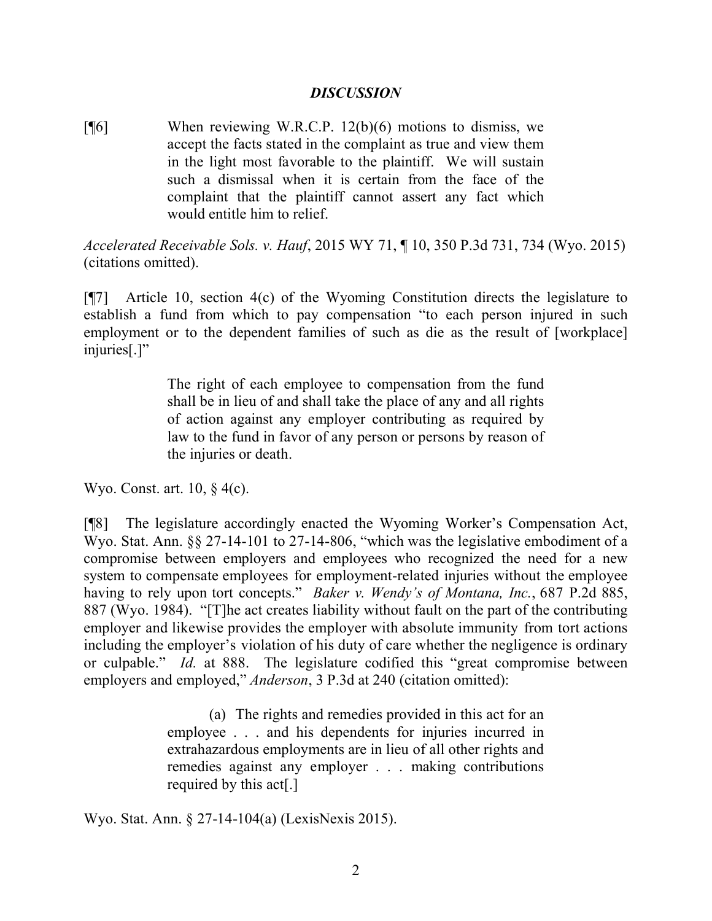## *DISCUSSION*

[¶6] When reviewing W.R.C.P. 12(b)(6) motions to dismiss, we accept the facts stated in the complaint as true and view them in the light most favorable to the plaintiff. We will sustain such a dismissal when it is certain from the face of the complaint that the plaintiff cannot assert any fact which would entitle him to relief.

> *Accelerated Receivable Sols. v. Hauf*, 2015 WY 71, ¶ 10, 350 P.3d 731, 734 (Wyo. 2015) (citations omitted).

[¶7] Article 10, section 4(c) of the Wyoming Constitution directs the legislature to establish a fund from which to pay compensation "to each person injured in such employment or to the dependent families of such as die as the result of [workplace] injuries[.]"

> The right of each employee to compensation from the fund shall be in lieu of and shall take the place of any and all rights of action against any employer contributing as required by law to the fund in favor of any person or persons by reason of the injuries or death.

Wyo. Const. art. 10, § 4(c).

[¶8] The legislature accordingly enacted the Wyoming Worker's Compensation Act, Wyo. Stat. Ann. §§ 27-14-101 to 27-14-806, "which was the legislative embodiment of a compromise between employers and employees who recognized the need for a new system to compensate employees for employment-related injuries without the employee having to rely upon tort concepts." *Baker v. Wendy's of Montana, Inc.*, 687 P.2d 885, 887 (Wyo. 1984). "[T]he act creates liability without fault on the part of the contributing employer and likewise provides the employer with absolute immunity from tort actions including the employer's violation of his duty of care whether the negligence is ordinary or culpable." *Id.* at 888. The legislature codified this "great compromise between employers and employed," *Anderson*, 3 P.3d at 240 (citation omitted):

> (a) The rights and remedies provided in this act for an employee . . . and his dependents for injuries incurred in extrahazardous employments are in lieu of all other rights and remedies against any employer . . . making contributions required by this act[.]

Wyo. Stat. Ann. § 27-14-104(a) (LexisNexis 2015).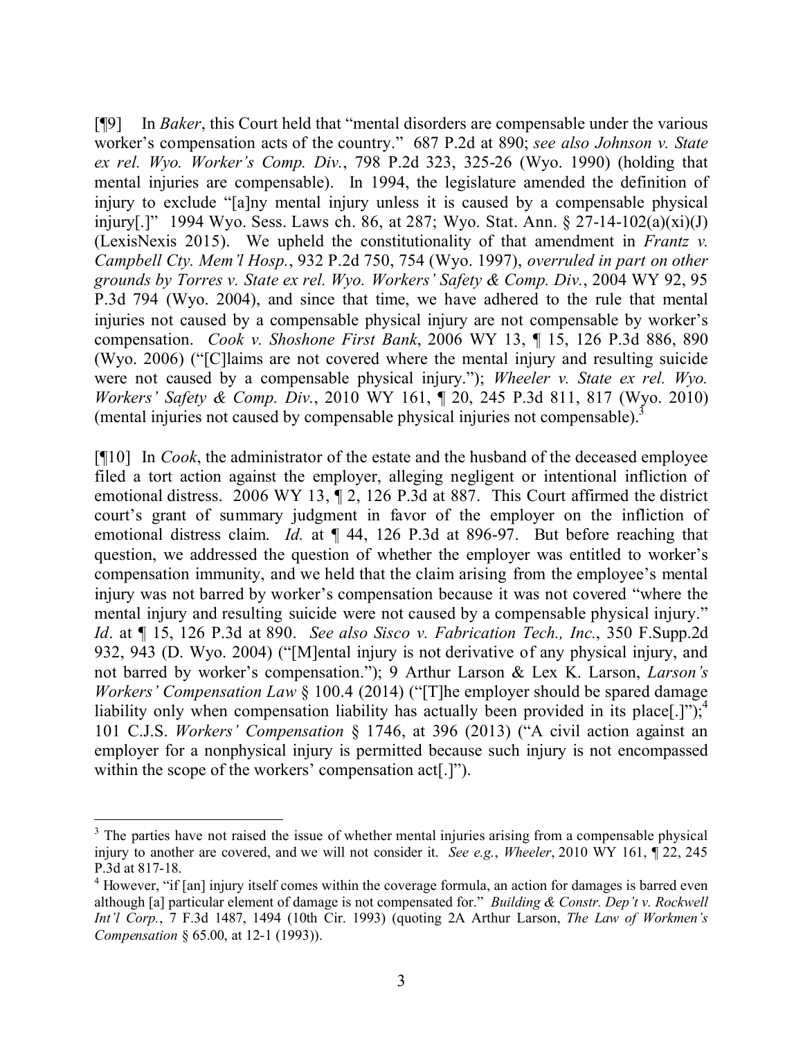[¶9] In *Baker*, this Court held that "mental disorders are compensable under the various worker's compensation acts of the country." 687 P.2d at 890; *see also Johnson v. State ex rel. Wyo. Worker's Comp. Div.*, 798 P.2d 323, 325-26 (Wyo. 1990) (holding that mental injuries are compensable). In 1994, the legislature amended the definition of injury to exclude "[a]ny mental injury unless it is caused by a compensable physical injury[.]" 1994 Wyo. Sess. Laws ch. 86, at 287; Wyo. Stat. Ann. § 27-14-102(a)(xi)(J) (LexisNexis 2015). We upheld the constitutionality of that amendment in *Frantz v. Campbell Cty. Mem'l Hosp.*, 932 P.2d 750, 754 (Wyo. 1997), *overruled in part on other grounds by Torres v. State ex rel. Wyo. Workers' Safety & Comp. Div.*, 2004 WY 92, 95 P.3d 794 (Wyo. 2004), and since that time, we have adhered to the rule that mental injuries not caused by a compensable physical injury are not compensable by worker's compensation. *Cook v. Shoshone First Bank*, 2006 WY 13, ¶ 15, 126 P.3d 886, 890 (Wyo. 2006) ("[C]laims are not covered where the mental injury and resulting suicide were not caused by a compensable physical injury."); *Wheeler v. State ex rel. Wyo. Workers' Safety & Comp. Div.*, 2010 WY 161, ¶ 20, 245 P.3d 811, 817 (Wyo. 2010) (mental injuries not caused by compensable physical injuries not compensable).[3]

[¶10] In *Cook*, the administrator of the estate and the husband of the deceased employee filed a tort action against the employer, alleging negligent or intentional infliction of emotional distress. 2006 WY 13, ¶ 2, 126 P.3d at 887. This Court affirmed the district court's grant of summary judgment in favor of the employer on the infliction of emotional distress claim. *Id.* at ¶ 44, 126 P.3d at 896-97. But before reaching that question, we addressed the question of whether the employer was entitled to worker's compensation immunity, and we held that the claim arising from the employee's mental injury was not barred by worker's compensation because it was not covered "where the mental injury and resulting suicide were not caused by a compensable physical injury." *Id*. at ¶ 15, 126 P.3d at 890. *See also Sisco v. Fabrication Tech., Inc.*, 350 F.Supp.2d 932, 943 (D. Wyo. 2004) ("[M]ental injury is not derivative of any physical injury, and not barred by worker's compensation."); 9 Arthur Larson & Lex K. Larson, *Larson's Workers' Compensation Law* § 100.4 (2014) ("[T]he employer should be spared damage liability only when compensation liability has actually been provided in its place[.]");[4] 101 C.J.S. *Workers' Compensation* § 1746, at 396 (2013) ("A civil action against an employer for a nonphysical injury is permitted because such injury is not encompassed within the scope of the workers' compensation act[.]").

---

[3] The parties have not raised the issue of whether mental injuries arising from a compensable physical injury to another are covered, and we will not consider it. *See e.g.*, *Wheeler*, 2010 WY 161, ¶ 22, 245 P.3d at 817-18.

[4] However, "if [an] injury itself comes within the coverage formula, an action for damages is barred even although [a] particular element of damage is not compensated for." *Building & Constr. Dep't v. Rockwell Int'l Corp.*, 7 F.3d 1487, 1494 (10th Cir. 1993) (quoting 2A Arthur Larson, *The Law of Workmen's Compensation* § 65.00, at 12-1 (1993)).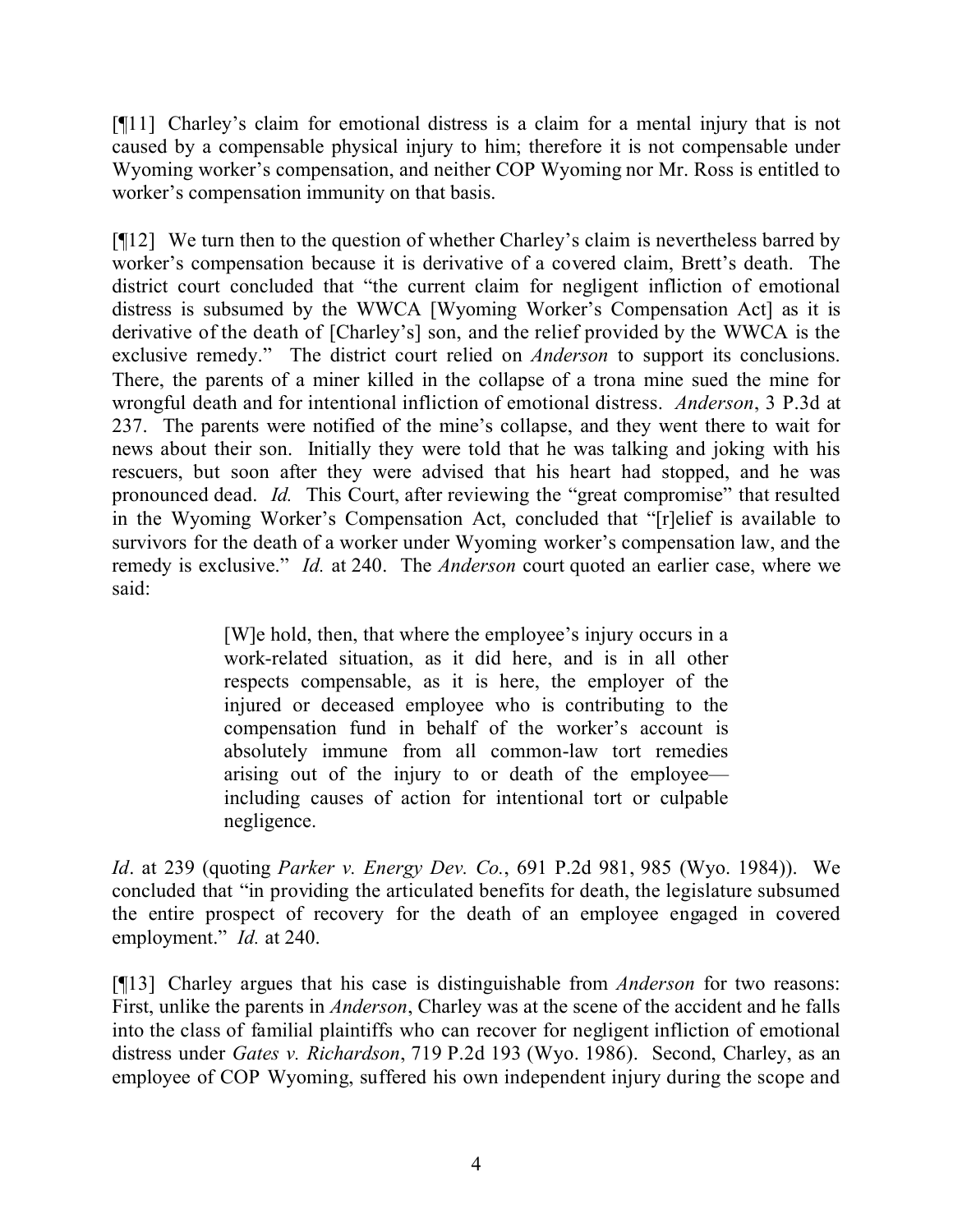[¶11] Charley's claim for emotional distress is a claim for a mental injury that is not caused by a compensable physical injury to him; therefore it is not compensable under Wyoming worker's compensation, and neither COP Wyoming nor Mr. Ross is entitled to worker's compensation immunity on that basis.

[¶12] We turn then to the question of whether Charley's claim is nevertheless barred by worker's compensation because it is derivative of a covered claim, Brett's death. The district court concluded that "the current claim for negligent infliction of emotional distress is subsumed by the WWCA [Wyoming Worker's Compensation Act] as it is derivative of the death of [Charley's] son, and the relief provided by the WWCA is the exclusive remedy." The district court relied on *Anderson* to support its conclusions. There, the parents of a miner killed in the collapse of a trona mine sued the mine for wrongful death and for intentional infliction of emotional distress. *Anderson*, 3 P.3d at 237. The parents were notified of the mine's collapse, and they went there to wait for news about their son. Initially they were told that he was talking and joking with his rescuers, but soon after they were advised that his heart had stopped, and he was pronounced dead. *Id.* This Court, after reviewing the "great compromise" that resulted in the Wyoming Worker's Compensation Act, concluded that "[r]elief is available to survivors for the death of a worker under Wyoming worker's compensation law, and the remedy is exclusive." *Id.* at 240. The *Anderson* court quoted an earlier case, where we said:

> [W]e hold, then, that where the employee's injury occurs in a work-related situation, as it did here, and is in all other respects compensable, as it is here, the employer of the injured or deceased employee who is contributing to the compensation fund in behalf of the worker's account is absolutely immune from all common-law tort remedies arising out of the injury to or death of the employee—including causes of action for intentional tort or culpable negligence.

*Id*. at 239 (quoting *Parker v. Energy Dev. Co.*, 691 P.2d 981, 985 (Wyo. 1984)). We concluded that "in providing the articulated benefits for death, the legislature subsumed the entire prospect of recovery for the death of an employee engaged in covered employment." *Id.* at 240.

[¶13] Charley argues that his case is distinguishable from *Anderson* for two reasons: First, unlike the parents in *Anderson*, Charley was at the scene of the accident and he falls into the class of familial plaintiffs who can recover for negligent infliction of emotional distress under *Gates v. Richardson*, 719 P.2d 193 (Wyo. 1986). Second, Charley, as an employee of COP Wyoming, suffered his own independent injury during the scope and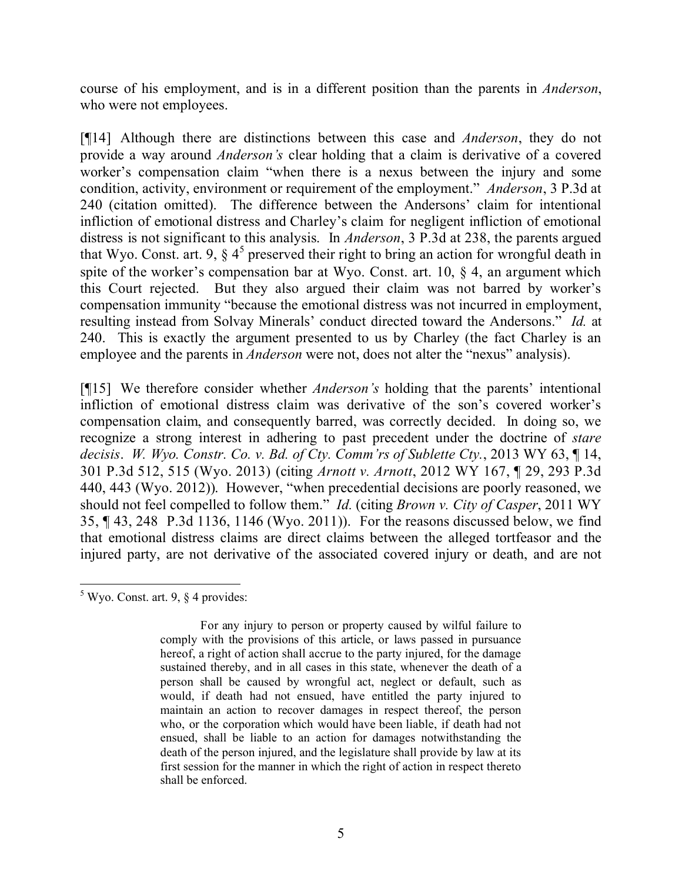course of his employment, and is in a different position than the parents in *Anderson*, who were not employees.

[¶14] Although there are distinctions between this case and *Anderson*, they do not provide a way around *Anderson's* clear holding that a claim is derivative of a covered worker's compensation claim "when there is a nexus between the injury and some condition, activity, environment or requirement of the employment." *Anderson*, 3 P.3d at 240 (citation omitted). The difference between the Andersons' claim for intentional infliction of emotional distress and Charley's claim for negligent infliction of emotional distress is not significant to this analysis. In *Anderson*, 3 P.3d at 238, the parents argued that Wyo. Const. art. 9, § 4[5] preserved their right to bring an action for wrongful death in spite of the worker's compensation bar at Wyo. Const. art. 10, § 4, an argument which this Court rejected. But they also argued their claim was not barred by worker's compensation immunity "because the emotional distress was not incurred in employment, resulting instead from Solvay Minerals' conduct directed toward the Andersons." *Id.* at 240. This is exactly the argument presented to us by Charley (the fact Charley is an employee and the parents in *Anderson* were not, does not alter the "nexus" analysis).

[¶15] We therefore consider whether *Anderson's* holding that the parents' intentional infliction of emotional distress claim was derivative of the son's covered worker's compensation claim, and consequently barred, was correctly decided. In doing so, we recognize a strong interest in adhering to past precedent under the doctrine of *stare decisis*. *W. Wyo. Constr. Co. v. Bd. of Cty. Comm'rs of Sublette Cty.*, 2013 WY 63, ¶ 14, 301 P.3d 512, 515 (Wyo. 2013) (citing *Arnott v. Arnott*, 2012 WY 167, ¶ 29, 293 P.3d 440, 443 (Wyo. 2012)). However, "when precedential decisions are poorly reasoned, we should not feel compelled to follow them." *Id.* (citing *Brown v. City of Casper*, 2011 WY 35, ¶ 43, 248 P.3d 1136, 1146 (Wyo. 2011)). For the reasons discussed below, we find that emotional distress claims are direct claims between the alleged tortfeasor and the injured party, are not derivative of the associated covered injury or death, and are not

---

[5] Wyo. Const. art. 9, § 4 provides:

> For any injury to person or property caused by wilful failure to comply with the provisions of this article, or laws passed in pursuance hereof, a right of action shall accrue to the party injured, for the damage sustained thereby, and in all cases in this state, whenever the death of a person shall be caused by wrongful act, neglect or default, such as would, if death had not ensued, have entitled the party injured to maintain an action to recover damages in respect thereof, the person who, or the corporation which would have been liable, if death had not ensued, shall be liable to an action for damages notwithstanding the death of the person injured, and the legislature shall provide by law at its first session for the manner in which the right of action in respect thereto shall be enforced.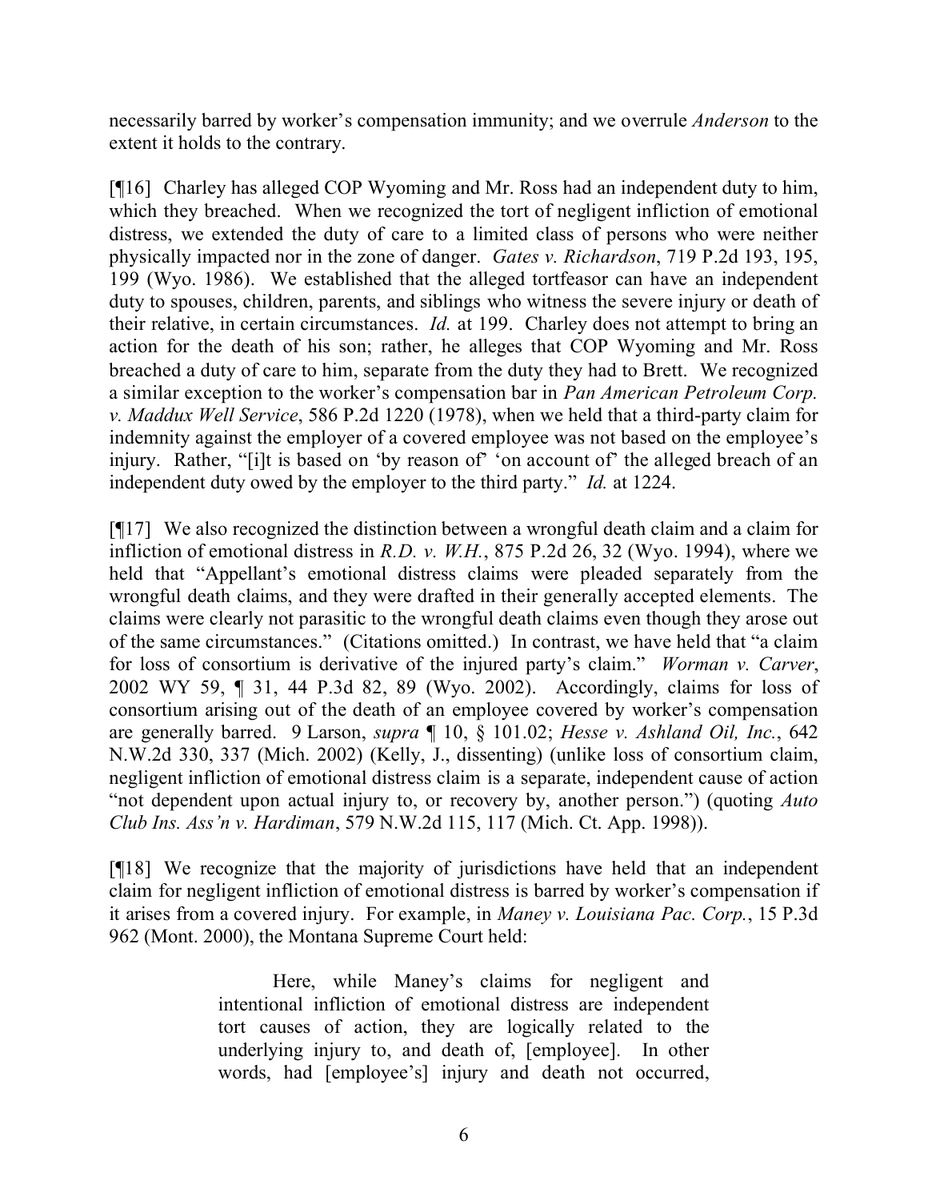necessarily barred by worker's compensation immunity; and we overrule *Anderson* to the extent it holds to the contrary.

[¶16] Charley has alleged COP Wyoming and Mr. Ross had an independent duty to him, which they breached. When we recognized the tort of negligent infliction of emotional distress, we extended the duty of care to a limited class of persons who were neither physically impacted nor in the zone of danger. *Gates v. Richardson*, 719 P.2d 193, 195, 199 (Wyo. 1986). We established that the alleged tortfeasor can have an independent duty to spouses, children, parents, and siblings who witness the severe injury or death of their relative, in certain circumstances. *Id.* at 199. Charley does not attempt to bring an action for the death of his son; rather, he alleges that COP Wyoming and Mr. Ross breached a duty of care to him, separate from the duty they had to Brett. We recognized a similar exception to the worker's compensation bar in *Pan American Petroleum Corp. v. Maddux Well Service*, 586 P.2d 1220 (1978), when we held that a third-party claim for indemnity against the employer of a covered employee was not based on the employee's injury. Rather, "[i]t is based on 'by reason of' 'on account of' the alleged breach of an independent duty owed by the employer to the third party." *Id.* at 1224.

[¶17] We also recognized the distinction between a wrongful death claim and a claim for infliction of emotional distress in *R.D. v. W.H.*, 875 P.2d 26, 32 (Wyo. 1994), where we held that "Appellant's emotional distress claims were pleaded separately from the wrongful death claims, and they were drafted in their generally accepted elements. The claims were clearly not parasitic to the wrongful death claims even though they arose out of the same circumstances." (Citations omitted.) In contrast, we have held that "a claim for loss of consortium is derivative of the injured party's claim." *Worman v. Carver*, 2002 WY 59, ¶ 31, 44 P.3d 82, 89 (Wyo. 2002). Accordingly, claims for loss of consortium arising out of the death of an employee covered by worker's compensation are generally barred. 9 Larson, *supra* ¶ 10, § 101.02; *Hesse v. Ashland Oil, Inc.*, 642 N.W.2d 330, 337 (Mich. 2002) (Kelly, J., dissenting) (unlike loss of consortium claim, negligent infliction of emotional distress claim is a separate, independent cause of action "not dependent upon actual injury to, or recovery by, another person.") (quoting *Auto Club Ins. Ass'n v. Hardiman*, 579 N.W.2d 115, 117 (Mich. Ct. App. 1998)).

[¶18] We recognize that the majority of jurisdictions have held that an independent claim for negligent infliction of emotional distress is barred by worker's compensation if it arises from a covered injury. For example, in *Maney v. Louisiana Pac. Corp.*, 15 P.3d 962 (Mont. 2000), the Montana Supreme Court held:

> Here, while Maney's claims for negligent and intentional infliction of emotional distress are independent tort causes of action, they are logically related to the underlying injury to, and death of, [employee]. In other words, had [employee's] injury and death not occurred,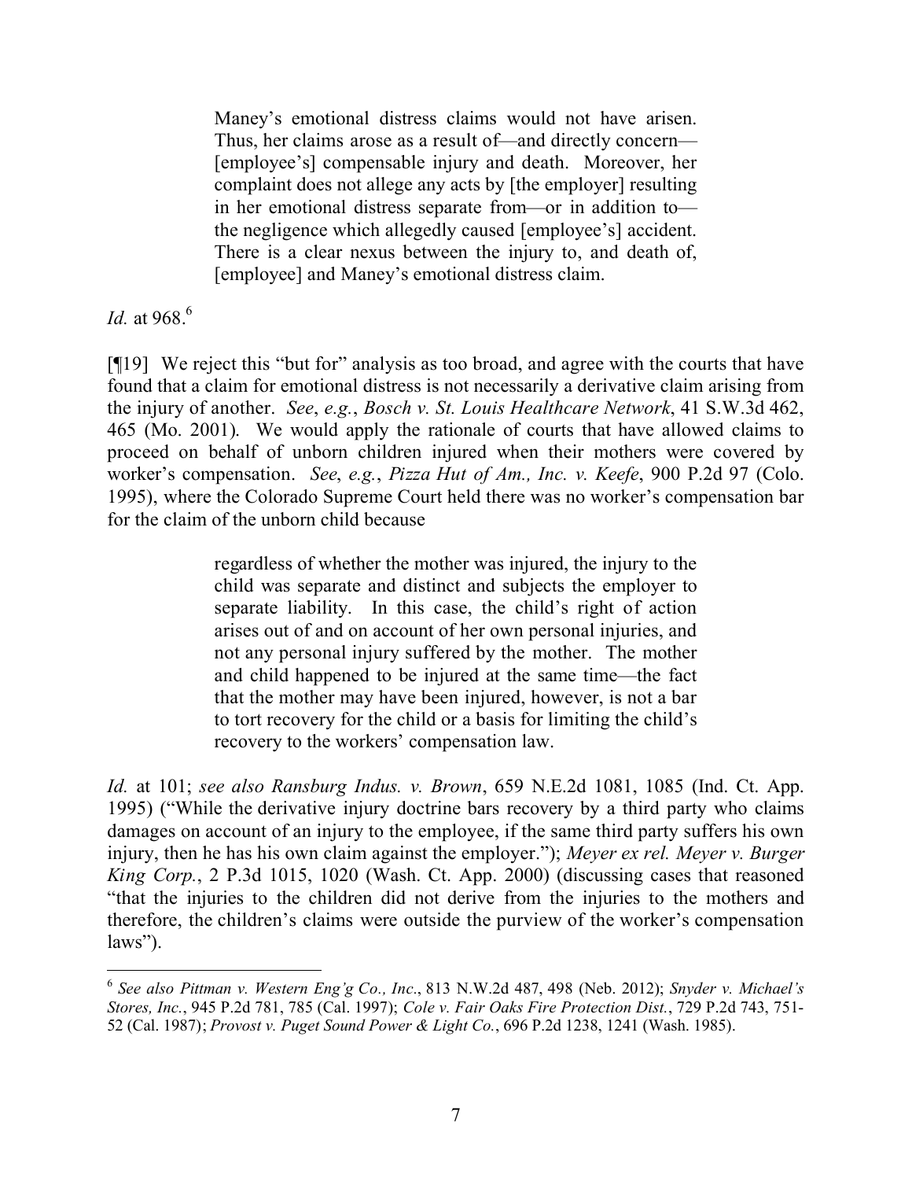> Maney's emotional distress claims would not have arisen. Thus, her claims arose as a result of—and directly concern—[employee's] compensable injury and death. Moreover, her complaint does not allege any acts by [the employer] resulting in her emotional distress separate from—or in addition to—the negligence which allegedly caused [employee's] accident. There is a clear nexus between the injury to, and death of, [employee] and Maney's emotional distress claim.

*Id.* at 968.[6]

[¶19] We reject this "but for" analysis as too broad, and agree with the courts that have found that a claim for emotional distress is not necessarily a derivative claim arising from the injury of another. *See*, *e.g.*, *Bosch v. St. Louis Healthcare Network*, 41 S.W.3d 462, 465 (Mo. 2001). We would apply the rationale of courts that have allowed claims to proceed on behalf of unborn children injured when their mothers were covered by worker's compensation. *See*, *e.g.*, *Pizza Hut of Am., Inc. v. Keefe*, 900 P.2d 97 (Colo. 1995), where the Colorado Supreme Court held there was no worker's compensation bar for the claim of the unborn child because

> regardless of whether the mother was injured, the injury to the child was separate and distinct and subjects the employer to separate liability. In this case, the child's right of action arises out of and on account of her own personal injuries, and not any personal injury suffered by the mother. The mother and child happened to be injured at the same time—the fact that the mother may have been injured, however, is not a bar to tort recovery for the child or a basis for limiting the child's recovery to the workers' compensation law.

*Id.* at 101; *see also Ransburg Indus. v. Brown*, 659 N.E.2d 1081, 1085 (Ind. Ct. App. 1995) ("While the derivative injury doctrine bars recovery by a third party who claims damages on account of an injury to the employee, if the same third party suffers his own injury, then he has his own claim against the employer."); *Meyer ex rel. Meyer v. Burger King Corp.*, 2 P.3d 1015, 1020 (Wash. Ct. App. 2000) (discussing cases that reasoned "that the injuries to the children did not derive from the injuries to the mothers and therefore, the children's claims were outside the purview of the worker's compensation laws").

---

[6] *See also Pittman v. Western Eng'g Co., Inc.*, 813 N.W.2d 487, 498 (Neb. 2012); *Snyder v. Michael's Stores, Inc.*, 945 P.2d 781, 785 (Cal. 1997); *Cole v. Fair Oaks Fire Protection Dist.*, 729 P.2d 743, 751-52 (Cal. 1987); *Provost v. Puget Sound Power & Light Co.*, 696 P.2d 1238, 1241 (Wash. 1985).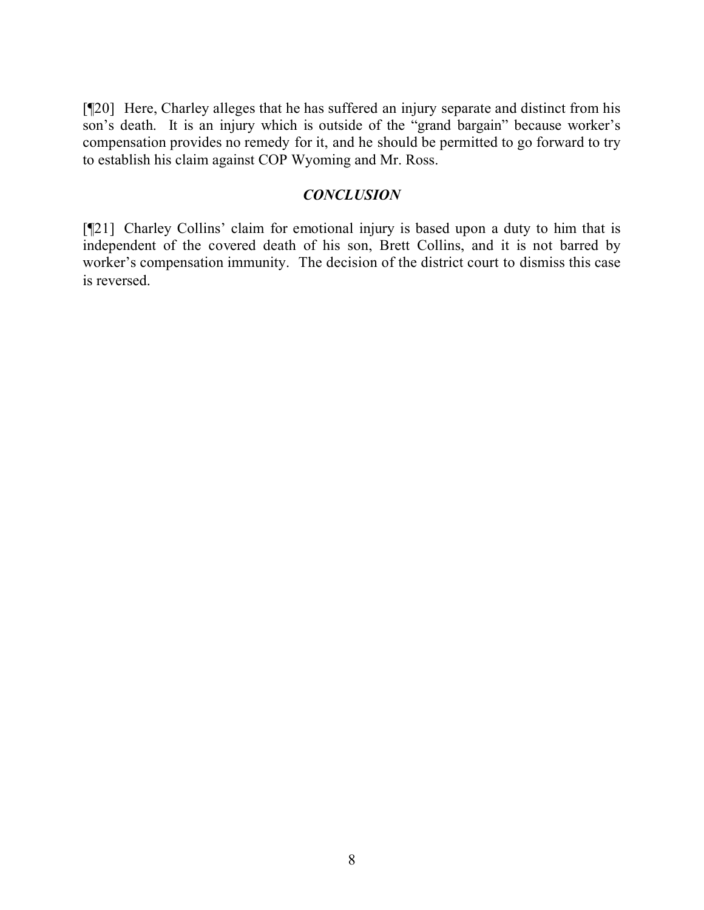[¶20] Here, Charley alleges that he has suffered an injury separate and distinct from his son's death. It is an injury which is outside of the "grand bargain" because worker's compensation provides no remedy for it, and he should be permitted to go forward to try to establish his claim against COP Wyoming and Mr. Ross.

## *CONCLUSION*

[¶21] Charley Collins' claim for emotional injury is based upon a duty to him that is independent of the covered death of his son, Brett Collins, and it is not barred by worker's compensation immunity. The decision of the district court to dismiss this case is reversed.